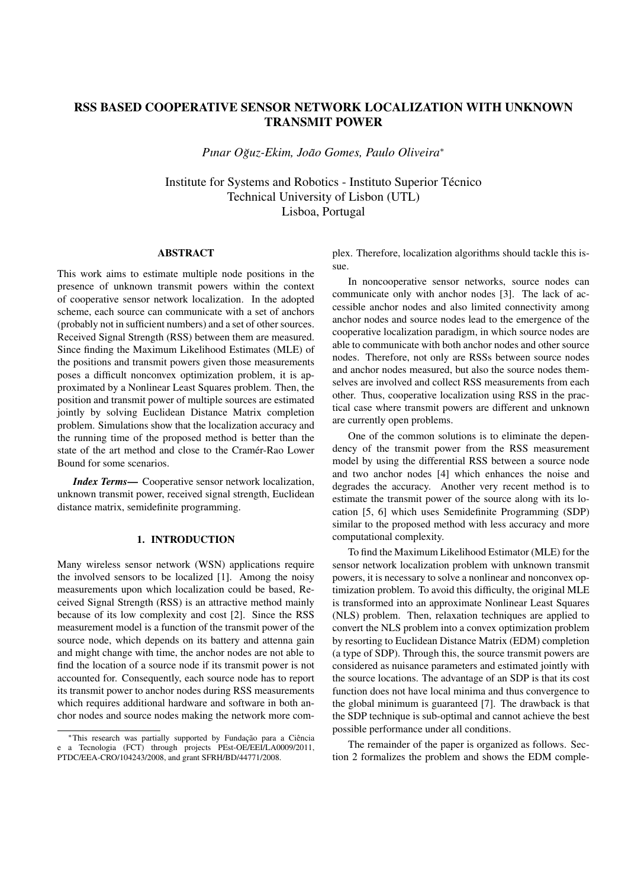# RSS BASED COOPERATIVE SENSOR NETWORK LOCALIZATION WITH UNKNOWN TRANSMIT POWER

*Pınar Oğuz-Ekim, João Gomes, Paulo Oliveira*[*]

Institute for Systems and Robotics - Instituto Superior Técnico
Technical University of Lisbon (UTL)
Lisboa, Portugal

## ABSTRACT

This work aims to estimate multiple node positions in the presence of unknown transmit powers within the context of cooperative sensor network localization. In the adopted scheme, each source can communicate with a set of anchors (probably not in sufficient numbers) and a set of other sources. Received Signal Strength (RSS) between them are measured. Since finding the Maximum Likelihood Estimates (MLE) of the positions and transmit powers given those measurements poses a difficult nonconvex optimization problem, it is approximated by a Nonlinear Least Squares problem. Then, the position and transmit power of multiple sources are estimated jointly by solving Euclidean Distance Matrix completion problem. Simulations show that the localization accuracy and the running time of the proposed method is better than the state of the art method and close to the Cramér-Rao Lower Bound for some scenarios.

***Index Terms*—** Cooperative sensor network localization, unknown transmit power, received signal strength, Euclidean distance matrix, semidefinite programming.

## 1. INTRODUCTION

Many wireless sensor network (WSN) applications require the involved sensors to be localized [1]. Among the noisy measurements upon which localization could be based, Received Signal Strength (RSS) is an attractive method mainly because of its low complexity and cost [2]. Since the RSS measurement model is a function of the transmit power of the source node, which depends on its battery and attenna gain and might change with time, the anchor nodes are not able to find the location of a source node if its transmit power is not accounted for. Consequently, each source node has to report its transmit power to anchor nodes during RSS measurements which requires additional hardware and software in both anchor nodes and source nodes making the network more complex. Therefore, localization algorithms should tackle this issue.

In noncooperative sensor networks, source nodes can communicate only with anchor nodes [3]. The lack of accessible anchor nodes and also limited connectivity among anchor nodes and source nodes lead to the emergence of the cooperative localization paradigm, in which source nodes are able to communicate with both anchor nodes and other source nodes. Therefore, not only are RSSs between source nodes and anchor nodes measured, but also the source nodes themselves are involved and collect RSS measurements from each other. Thus, cooperative localization using RSS in the practical case where transmit powers are different and unknown are currently open problems.

One of the common solutions is to eliminate the dependency of the transmit power from the RSS measurement model by using the differential RSS between a source node and two anchor nodes [4] which enhances the noise and degrades the accuracy. Another very recent method is to estimate the transmit power of the source along with its location [5, 6] which uses Semidefinite Programming (SDP) similar to the proposed method with less accuracy and more computational complexity.

To find the Maximum Likelihood Estimator (MLE) for the sensor network localization problem with unknown transmit powers, it is necessary to solve a nonlinear and nonconvex optimization problem. To avoid this difficulty, the original MLE is transformed into an approximate Nonlinear Least Squares (NLS) problem. Then, relaxation techniques are applied to convert the NLS problem into a convex optimization problem by resorting to Euclidean Distance Matrix (EDM) completion (a type of SDP). Through this, the source transmit powers are considered as nuisance parameters and estimated jointly with the source locations. The advantage of an SDP is that its cost function does not have local minima and thus convergence to the global minimum is guaranteed [7]. The drawback is that the SDP technique is sub-optimal and cannot achieve the best possible performance under all conditions.

The remainder of the paper is organized as follows. Section 2 formalizes the problem and shows the EDM comple-

[*]This research was partially supported by Fundação para a Ciência e a Tecnologia (FCT) through projects PEst-OE/EEI/LA0009/2011, PTDC/EEA-CRO/104243/2008, and grant SFRH/BD/44771/2008.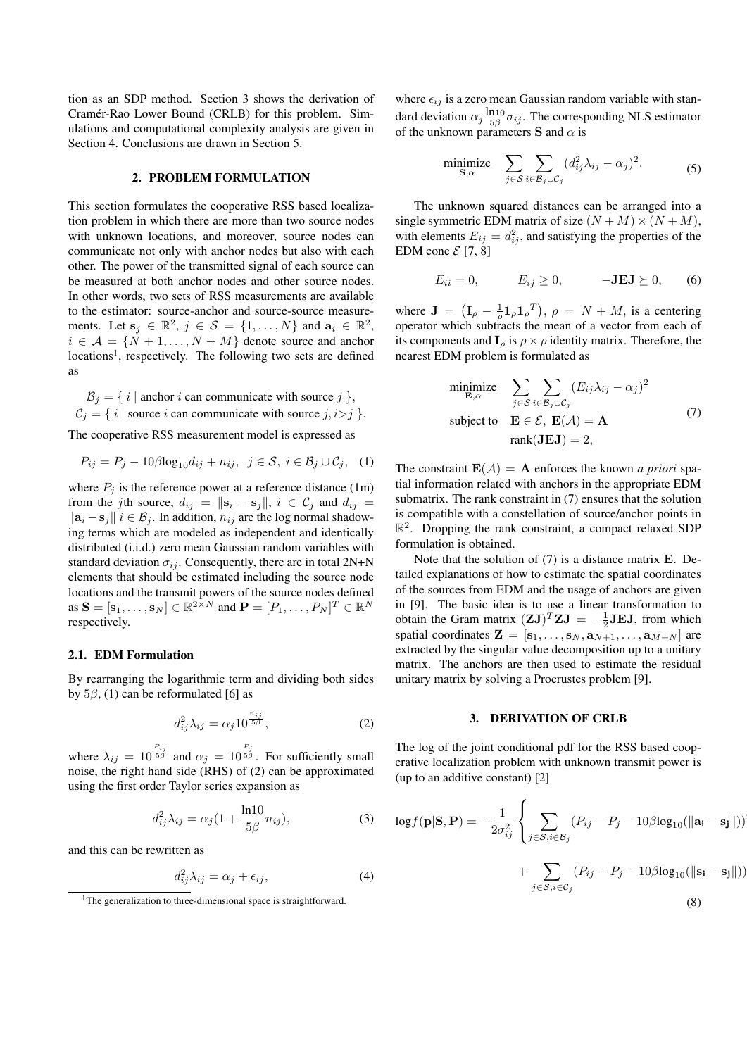tion as an SDP method. Section 3 shows the derivation of Cramér-Rao Lower Bound (CRLB) for this problem. Simulations and computational complexity analysis are given in Section 4. Conclusions are drawn in Section 5.

## 2. PROBLEM FORMULATION

This section formulates the cooperative RSS based localization problem in which there are more than two source nodes with unknown locations, and moreover, source nodes can communicate not only with anchor nodes but also with each other. The power of the transmitted signal of each source can be measured at both anchor nodes and other source nodes. In other words, two sets of RSS measurements are available to the estimator: source-anchor and source-source measurements. Let $\mathbf{s}_j \in \mathbb{R}^2$, $j \in \mathcal{S} = \{1, \ldots, N\}$ and $\mathbf{a}_i \in \mathbb{R}^2$, $i \in \mathcal{A} = \{N+1, \ldots, N+M\}$ denote source and anchor locations[1], respectively. The following two sets are defined as

$$\mathcal{B}_j = \{\, i \mid \text{anchor } i \text{ can communicate with source } j \,\},$$
$$\mathcal{C}_j = \{\, i \mid \text{source } i \text{ can communicate with source } j, i > j \,\}.$$

The cooperative RSS measurement model is expressed as

$$P_{ij} = P_j - 10\beta \log_{10} d_{ij} + n_{ij}, \;\; j \in \mathcal{S}, \; i \in \mathcal{B}_j \cup \mathcal{C}_j, \quad (1)$$

where $P_j$ is the reference power at a reference distance (1m) from the $j$th source, $d_{ij} = \|\mathbf{s}_i - \mathbf{s}_j\|$, $i \in \mathcal{C}_j$ and $d_{ij} = \|\mathbf{a}_i - \mathbf{s}_j\|$ $i \in \mathcal{B}_j$. In addition, $n_{ij}$ are the log normal shadowing terms which are modeled as independent and identically distributed (i.i.d.) zero mean Gaussian random variables with standard deviation $\sigma_{ij}$. Consequently, there are in total 2N+N elements that should be estimated including the source node locations and the transmit powers of the source nodes defined as $\mathbf{S} = [\mathbf{s}_1, \ldots, \mathbf{s}_N] \in \mathbb{R}^{2 \times N}$ and $\mathbf{P} = [P_1, \ldots, P_N]^T \in \mathbb{R}^N$ respectively.

### 2.1. EDM Formulation

By rearranging the logarithmic term and dividing both sides by $5\beta$, (1) can be reformulated [6] as

$$d_{ij}^2 \lambda_{ij} = \alpha_j 10^{\frac{n_{ij}}{5\beta}}, \quad (2)$$

where $\lambda_{ij} = 10^{\frac{P_{ij}}{5\beta}}$ and $\alpha_j = 10^{\frac{P_j}{5\beta}}$. For sufficiently small noise, the right hand side (RHS) of (2) can be approximated using the first order Taylor series expansion as

$$d_{ij}^2 \lambda_{ij} = \alpha_j \left(1 + \frac{\ln 10}{5\beta} n_{ij}\right), \quad (3)$$

and this can be rewritten as

$$d_{ij}^2 \lambda_{ij} = \alpha_j + \epsilon_{ij}, \quad (4)$$

where $\epsilon_{ij}$ is a zero mean Gaussian random variable with standard deviation $\alpha_j \frac{\ln 10}{5\beta} \sigma_{ij}$. The corresponding NLS estimator of the unknown parameters $\mathbf{S}$ and $\alpha$ is

$$\underset{\mathbf{S}, \alpha}{\text{minimize}} \quad \sum_{j \in \mathcal{S}} \sum_{i \in \mathcal{B}_j \cup \mathcal{C}_j} (d_{ij}^2 \lambda_{ij} - \alpha_j)^2. \quad (5)$$

The unknown squared distances can be arranged into a single symmetric EDM matrix of size $(N+M) \times (N+M)$, with elements $E_{ij} = d_{ij}^2$, and satisfying the properties of the EDM cone $\mathcal{E}$ [7, 8]

$$E_{ii} = 0, \qquad E_{ij} \geq 0, \qquad -\mathbf{JEJ} \succeq 0, \quad (6)$$

where $\mathbf{J} = \left(\mathbf{I}_\rho - \frac{1}{\rho} \mathbf{1}_\rho \mathbf{1}_\rho{}^T\right)$, $\rho = N + M$, is a centering operator which subtracts the mean of a vector from each of its components and $\mathbf{I}_\rho$ is $\rho \times \rho$ identity matrix. Therefore, the nearest EDM problem is formulated as

$$\begin{aligned} \underset{\mathbf{E}, \alpha}{\text{minimize}} \quad & \sum_{j \in \mathcal{S}} \sum_{i \in \mathcal{B}_j \cup \mathcal{C}_j} (E_{ij} \lambda_{ij} - \alpha_j)^2 \\ \text{subject to} \quad & \mathbf{E} \in \mathcal{E}, \; \mathbf{E}(\mathcal{A}) = \mathbf{A} \\ & \text{rank}(\mathbf{JEJ}) = 2, \end{aligned} \quad (7)$$

The constraint $\mathbf{E}(\mathcal{A}) = \mathbf{A}$ enforces the known *a priori* spatial information related with anchors in the appropriate EDM submatrix. The rank constraint in (7) ensures that the solution is compatible with a constellation of source/anchor points in $\mathbb{R}^2$. Dropping the rank constraint, a compact relaxed SDP formulation is obtained.

Note that the solution of (7) is a distance matrix $\mathbf{E}$. Detailed explanations of how to estimate the spatial coordinates of the sources from EDM and the usage of anchors are given in [9]. The basic idea is to use a linear transformation to obtain the Gram matrix $(\mathbf{ZJ})^T \mathbf{ZJ} = -\frac{1}{2} \mathbf{JEJ}$, from which spatial coordinates $\mathbf{Z} = [\mathbf{s}_1, \ldots, \mathbf{s}_N, \mathbf{a}_{N+1}, \ldots, \mathbf{a}_{M+N}]$ are extracted by the singular value decomposition up to a unitary matrix. The anchors are then used to estimate the residual unitary matrix by solving a Procrustes problem [9].

## 3. DERIVATION OF CRLB

The log of the joint conditional pdf for the RSS based cooperative localization problem with unknown transmit power is (up to an additive constant) [2]

$$\begin{aligned} \log f(\mathbf{p} | \mathbf{S}, \mathbf{P}) = -\frac{1}{2\sigma_{ij}^2} \Bigg\{ & \sum_{j \in \mathcal{S}, i \in \mathcal{B}_j} (P_{ij} - P_j - 10\beta \log_{10}(\|\mathbf{a_i} - \mathbf{s_j}\|)) \\ & + \sum_{j \in \mathcal{S}, i \in \mathcal{C}_j} (P_{ij} - P_j - 10\beta \log_{10}(\|\mathbf{s_i} - \mathbf{s_j}\|)) \end{aligned} \quad (8)$$

[1] The generalization to three-dimensional space is straightforward.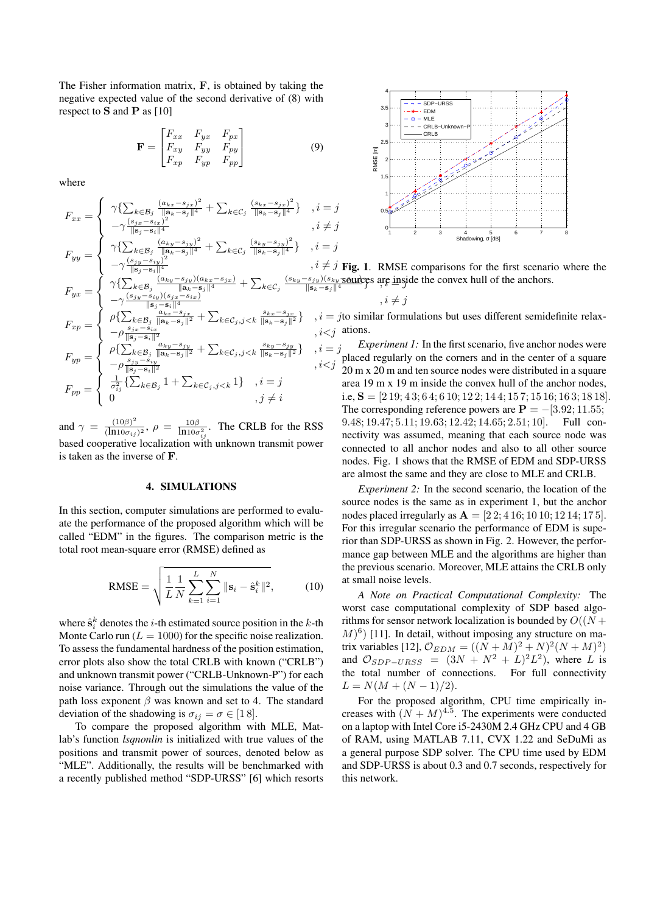The Fisher information matrix, $\mathbf{F}$, is obtained by taking the negative expected value of the second derivative of (8) with respect to $\mathbf{S}$ and $\mathbf{P}$ as [10]

$$\mathbf{F} = \begin{bmatrix} F_{xx} & F_{yx} & F_{px} \\ F_{xy} & F_{yy} & F_{py} \\ F_{xp} & F_{yp} & F_{pp} \end{bmatrix} \tag{9}$$

where

$$F_{xx} = \begin{cases} \gamma\{\sum_{k\in\mathcal{B}_j} \frac{(a_{kx}-s_{jx})^2}{\|\mathbf{a}_k-\mathbf{s}_j\|^4} + \sum_{k\in\mathcal{C}_j} \frac{(s_{kx}-s_{jx})^2}{\|\mathbf{s}_k-\mathbf{s}_j\|^4}\} & ,i=j \\ -\gamma\frac{(s_{jx}-s_{ix})^2}{\|\mathbf{s}_j-\mathbf{s}_i\|^4} & ,i\neq j \end{cases}$$

$$F_{yy} = \begin{cases} \gamma\{\sum_{k\in\mathcal{B}_j} \frac{(a_{ky}-s_{jy})^2}{\|\mathbf{a}_k-\mathbf{s}_j\|^4} + \sum_{k\in\mathcal{C}_j} \frac{(s_{ky}-s_{jy})^2}{\|\mathbf{s}_k-\mathbf{s}_j\|^4}\} & ,i=j \\ -\gamma\frac{(s_{jy}-s_{iy})^2}{\|\mathbf{s}_j-\mathbf{s}_i\|^4} & ,i\neq j \end{cases}$$

$$F_{yx} = \begin{cases} \gamma\{\sum_{k\in\mathcal{B}_j} \frac{(a_{ky}-s_{jy})(a_{kx}-s_{jx})}{\|\mathbf{a}_k-\mathbf{s}_j\|^4} + \sum_{k\in\mathcal{C}_j} \frac{(s_{ky}-s_{jy})(s_{kx}-s_{jx})}{\|\mathbf{s}_k-\mathbf{s}_j\|^4}\} & ,i=j \\ -\gamma\frac{(s_{jy}-s_{iy})(s_{jx}-s_{ix})}{\|\mathbf{s}_j-\mathbf{s}_i\|^4} & ,i\neq j \end{cases}$$

$$F_{xp} = \begin{cases} \rho\{\sum_{k\in\mathcal{B}_j} \frac{a_{kx}-s_{jx}}{\|\mathbf{a}_k-\mathbf{s}_j\|^2} + \sum_{k\in\mathcal{C}_j, j<k} \frac{s_{kx}-s_{jx}}{\|\mathbf{s}_k-\mathbf{s}_j\|^2}\} & ,i=j \\ -\rho\frac{s_{jx}-s_{ix}}{\|\mathbf{s}_j-\mathbf{s}_i\|^2} & ,i<j \end{cases}$$

$$F_{yp} = \begin{cases} \rho\{\sum_{k\in\mathcal{B}_j} \frac{a_{ky}-s_{jy}}{\|\mathbf{a}_k-\mathbf{s}_j\|^2} + \sum_{k\in\mathcal{C}_j, j<k} \frac{s_{ky}-s_{jy}}{\|\mathbf{s}_k-\mathbf{s}_j\|^2}\} & ,i=j \\ -\rho\frac{s_{jy}-s_{iy}}{\|\mathbf{s}_j-\mathbf{s}_i\|^2} & ,i<j \end{cases}$$

$$F_{pp} = \begin{cases} \frac{1}{\sigma_{ij}^2}\{\sum_{k\in\mathcal{B}_j} 1 + \sum_{k\in\mathcal{C}_j, j<k} 1\} & ,i=j \\ 0 & ,j\neq i \end{cases}$$

and $\gamma = \frac{(10\beta)^2}{(\ln 10 \sigma_{ij})^2}$, $\rho = \frac{10\beta}{\ln 10 \sigma_{ij}^2}$. The CRLB for the RSS based cooperative localization with unknown transmit power is taken as the inverse of $\mathbf{F}$.

## 4. SIMULATIONS

In this section, computer simulations are performed to evaluate the performance of the proposed algorithm which will be called "EDM" in the figures. The comparison metric is the total root mean-square error (RMSE) defined as

$$\text{RMSE} = \sqrt{\frac{1}{L}\frac{1}{N}\sum_{k=1}^{L}\sum_{i=1}^{N}\|\mathbf{s}_i - \hat{\mathbf{s}}_i^k\|^2}, \tag{10}$$

where $\hat{\mathbf{s}}_i^k$ denotes the $i$-th estimated source position in the $k$-th Monte Carlo run ($L = 1000$) for the specific noise realization. To assess the fundamental hardness of the position estimation, error plots also show the total CRLB with known ("CRLB") and unknown transmit power ("CRLB-Unknown-P") for each noise variance. Through out the simulations the value of the path loss exponent $\beta$ was known and set to 4. The standard deviation of the shadowing is $\sigma_{ij} = \sigma \in [1\,8]$.

To compare the proposed algorithm with MLE, Matlab's function *lsqnonlin* is initialized with true values of the positions and transmit power of sources, denoted below as "MLE". Additionally, the results will be benchmarked with a recently published method "SDP-URSS" [6] which resorts to similar formulations but uses different semidefinite relaxations.

**Fig. 1**. RMSE comparisons for the first scenario where the sources are inside the convex hull of the anchors.

*Experiment 1:* In the first scenario, five anchor nodes were placed regularly on the corners and in the center of a square 20 m x 20 m and ten source nodes were distributed in a square area 19 m x 19 m inside the convex hull of the anchor nodes, i.e, $\mathbf{S} = [2\,19; 4\,3; 6\,4; 6\,10; 12\,2; 14\,4; 15\,7; 15\,16; 16\,3; 18\,18]$. The corresponding reference powers are $\mathbf{P} = -[3.92; 11.55; 9.48; 19.47; 5.11; 19.63; 12.42; 14.65; 2.51; 10]$. Full connectivity was assumed, meaning that each source node was connected to all anchor nodes and also to all other source nodes. Fig. 1 shows that the RMSE of EDM and SDP-URSS are almost the same and they are close to MLE and CRLB.

*Experiment 2:* In the second scenario, the location of the source nodes is the same as in experiment 1, but the anchor nodes placed irregularly as $\mathbf{A} = [2\,2; 4\,16; 10\,10; 12\,14; 17\,5]$. For this irregular scenario the performance of EDM is superior than SDP-URSS as shown in Fig. 2. However, the performance gap between MLE and the algorithms are higher than the previous scenario. Moreover, MLE attains the CRLB only at small noise levels.

*A Note on Practical Computational Complexity:* The worst case computational complexity of SDP based algorithms for sensor network localization is bounded by $O((N+M)^6)$ [11]. In detail, without imposing any structure on matrix variables [12], $\mathcal{O}_{EDM} = ((N+M)^2+N)^2(N+M)^2)$ and $\mathcal{O}_{SDP-URSS} = (3N + N^2 + L)^2L^2)$, where $L$ is the total number of connections. For full connectivity $L = N(M + (N-1)/2)$.

For the proposed algorithm, CPU time empirically increases with $(N+M)^{4.5}$. The experiments were conducted on a laptop with Intel Core i5-2430M 2.4 GHz CPU and 4 GB of RAM, using MATLAB 7.11, CVX 1.22 and SeDuMi as a general purpose SDP solver. The CPU time used by EDM and SDP-URSS is about 0.3 and 0.7 seconds, respectively for this network.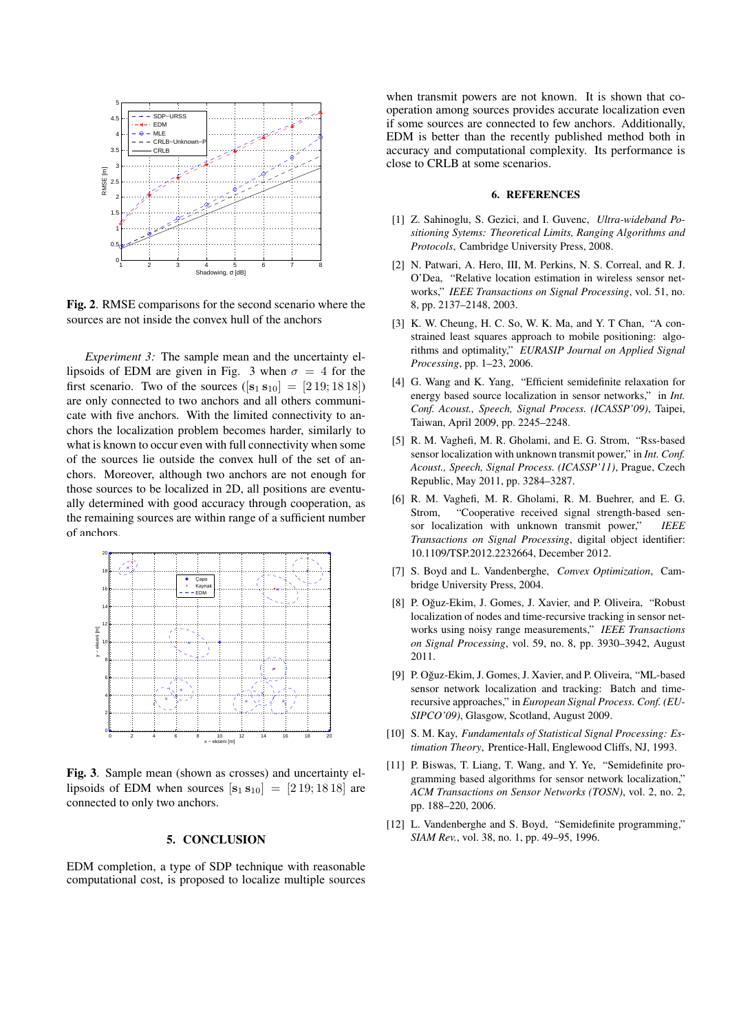5
4.5
4
3.5
3
2.5
2
1.5
1
0.5
0
RMSE [m]
1 2 3 4 5 6 7 8
Shadowing, σ [dB]
SDP−URSS
EDM
MLE
CRLB−Unknown−P
CRLB

**Fig. 2**. RMSE comparisons for the second scenario where the sources are not inside the convex hull of the anchors

*Experiment 3:* The sample mean and the uncertainty ellipsoids of EDM are given in Fig. 3 when $\sigma = 4$ for the first scenario. Two of the sources ($[\mathbf{s}_1\,\mathbf{s}_{10}] = [2\,19; 18\,18]$) are only connected to two anchors and all others communicate with five anchors. With the limited connectivity to anchors the localization problem becomes harder, similarly to what is known to occur even with full connectivity when some of the sources lie outside the convex hull of the set of anchors. Moreover, although two anchors are not enough for those sources to be localized in 2D, all positions are eventually determined with good accuracy through cooperation, as the remaining sources are within range of a sufficient number of anchors.

20
18
16
14
12
10
8
6
4
2
0
y − ekseni [m]
0 2 4 6 8 10 12 14 16 18 20
x − ekseni [m]
Çapa
Kaynak
EDM

**Fig. 3**. Sample mean (shown as crosses) and uncertainty ellipsoids of EDM when sources $[\mathbf{s}_1\,\mathbf{s}_{10}] = [2\,19; 18\,18]$ are connected to only two anchors.

## 5. CONCLUSION

EDM completion, a type of SDP technique with reasonable computational cost, is proposed to localize multiple sources when transmit powers are not known. It is shown that cooperation among sources provides accurate localization even if some sources are connected to few anchors. Additionally, EDM is better than the recently published method both in accuracy and computational complexity. Its performance is close to CRLB at some scenarios.

## 6. REFERENCES

[1] Z. Sahinoglu, S. Gezici, and I. Guvenc, *Ultra-wideband Positioning Sytems: Theoretical Limits, Ranging Algorithms and Protocols*, Cambridge University Press, 2008.

[2] N. Patwari, A. Hero, III, M. Perkins, N. S. Correal, and R. J. O'Dea, "Relative location estimation in wireless sensor networks," *IEEE Transactions on Signal Processing*, vol. 51, no. 8, pp. 2137–2148, 2003.

[3] K. W. Cheung, H. C. So, W. K. Ma, and Y. T Chan, "A constrained least squares approach to mobile positioning: algorithms and optimality," *EURASIP Journal on Applied Signal Processing*, pp. 1–23, 2006.

[4] G. Wang and K. Yang, "Efficient semidefinite relaxation for energy based source localization in sensor networks," in *Int. Conf. Acoust., Speech, Signal Process. (ICASSP'09)*, Taipei, Taiwan, April 2009, pp. 2245–2248.

[5] R. M. Vaghefi, M. R. Gholami, and E. G. Strom, "Rss-based sensor localization with unknown transmit power," in *Int. Conf. Acoust., Speech, Signal Process. (ICASSP'11)*, Prague, Czech Republic, May 2011, pp. 3284–3287.

[6] R. M. Vaghefi, M. R. Gholami, R. M. Buehrer, and E. G. Strom, "Cooperative received signal strength-based sensor localization with unknown transmit power," *IEEE Transactions on Signal Processing*, digital object identifier: 10.1109/TSP.2012.2232664, December 2012.

[7] S. Boyd and L. Vandenberghe, *Convex Optimization*, Cambridge University Press, 2004.

[8] P. Oğuz-Ekim, J. Gomes, J. Xavier, and P. Oliveira, "Robust localization of nodes and time-recursive tracking in sensor networks using noisy range measurements," *IEEE Transactions on Signal Processing*, vol. 59, no. 8, pp. 3930–3942, August 2011.

[9] P. Oğuz-Ekim, J. Gomes, J. Xavier, and P. Oliveira, "ML-based sensor network localization and tracking: Batch and time-recursive approaches," in *European Signal Process. Conf. (EUSIPCO'09)*, Glasgow, Scotland, August 2009.

[10] S. M. Kay, *Fundamentals of Statistical Signal Processing: Estimation Theory*, Prentice-Hall, Englewood Cliffs, NJ, 1993.

[11] P. Biswas, T. Liang, T. Wang, and Y. Ye, "Semidefinite programming based algorithms for sensor network localization," *ACM Transactions on Sensor Networks (TOSN)*, vol. 2, no. 2, pp. 188–220, 2006.

[12] L. Vandenberghe and S. Boyd, "Semidefinite programming," *SIAM Rev.*, vol. 38, no. 1, pp. 49–95, 1996.